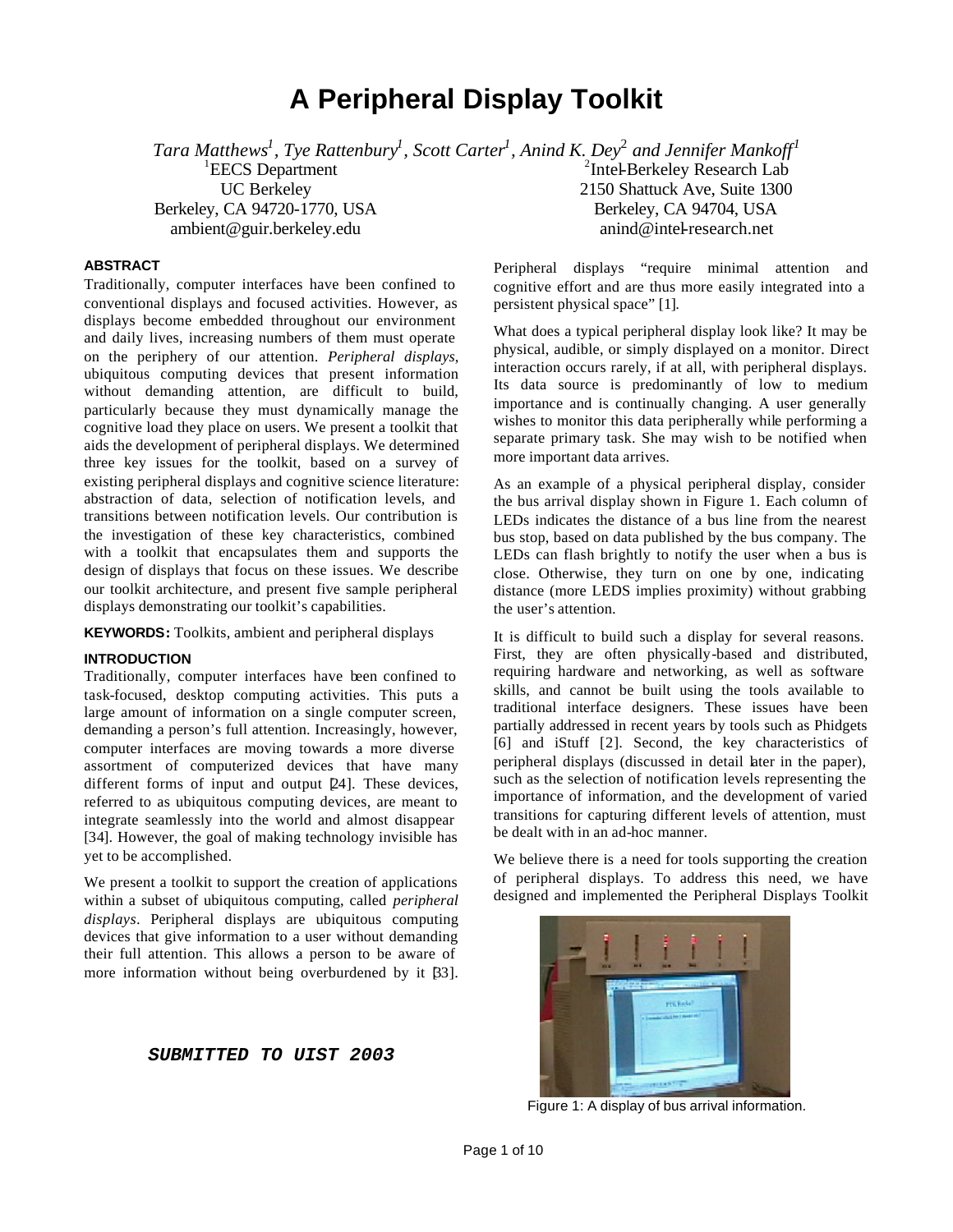# A Peripheral Display Toolkit

*Tara Matthews[1], Tye Rattenbury[1], Scott Carter[1], Anind K. Dey[2] and Jennifer Mankoff[1]*

[1]EECS Department
UC Berkeley
Berkeley, CA 94720-1770, USA
ambient@guir.berkeley.edu

[2]Intel-Berkeley Research Lab
2150 Shattuck Ave, Suite 1300
Berkeley, CA 94704, USA
anind@intel-research.net

### ABSTRACT

Traditionally, computer interfaces have been confined to conventional displays and focused activities. However, as displays become embedded throughout our environment and daily lives, increasing numbers of them must operate on the periphery of our attention. *Peripheral displays*, ubiquitous computing devices that present information without demanding attention, are difficult to build, particularly because they must dynamically manage the cognitive load they place on users. We present a toolkit that aids the development of peripheral displays. We determined three key issues for the toolkit, based on a survey of existing peripheral displays and cognitive science literature: abstraction of data, selection of notification levels, and transitions between notification levels. Our contribution is the investigation of these key characteristics, combined with a toolkit that encapsulates them and supports the design of displays that focus on these issues. We describe our toolkit architecture, and present five sample peripheral displays demonstrating our toolkit's capabilities.

**KEYWORDS:** Toolkits, ambient and peripheral displays

### INTRODUCTION

Traditionally, computer interfaces have been confined to task-focused, desktop computing activities. This puts a large amount of information on a single computer screen, demanding a person's full attention. Increasingly, however, computer interfaces are moving towards a more diverse assortment of computerized devices that have many different forms of input and output [24]. These devices, referred to as ubiquitous computing devices, are meant to integrate seamlessly into the world and almost disappear [34]. However, the goal of making technology invisible has yet to be accomplished.

We present a toolkit to support the creation of applications within a subset of ubiquitous computing, called *peripheral displays*. Peripheral displays are ubiquitous computing devices that give information to a user without demanding their full attention. This allows a person to be aware of more information without being overburdened by it [33]. Peripheral displays "require minimal attention and cognitive effort and are thus more easily integrated into a persistent physical space" [1].

What does a typical peripheral display look like? It may be physical, audible, or simply displayed on a monitor. Direct interaction occurs rarely, if at all, with peripheral displays. Its data source is predominantly of low to medium importance and is continually changing. A user generally wishes to monitor this data peripherally while performing a separate primary task. She may wish to be notified when more important data arrives.

As an example of a physical peripheral display, consider the bus arrival display shown in Figure 1. Each column of LEDs indicates the distance of a bus line from the nearest bus stop, based on data published by the bus company. The LEDs can flash brightly to notify the user when a bus is close. Otherwise, they turn on one by one, indicating distance (more LEDS implies proximity) without grabbing the user's attention.

It is difficult to build such a display for several reasons. First, they are often physically-based and distributed, requiring hardware and networking, as well as software skills, and cannot be built using the tools available to traditional interface designers. These issues have been partially addressed in recent years by tools such as Phidgets [6] and iStuff [2]. Second, the key characteristics of peripheral displays (discussed in detail later in the paper), such as the selection of notification levels representing the importance of information, and the development of varied transitions for capturing different levels of attention, must be dealt with in an ad-hoc manner.

We believe there is a need for tools supporting the creation of peripheral displays. To address this need, we have designed and implemented the Peripheral Displays Toolkit

Figure 1: A display of bus arrival information.

***SUBMITTED TO UIST 2003***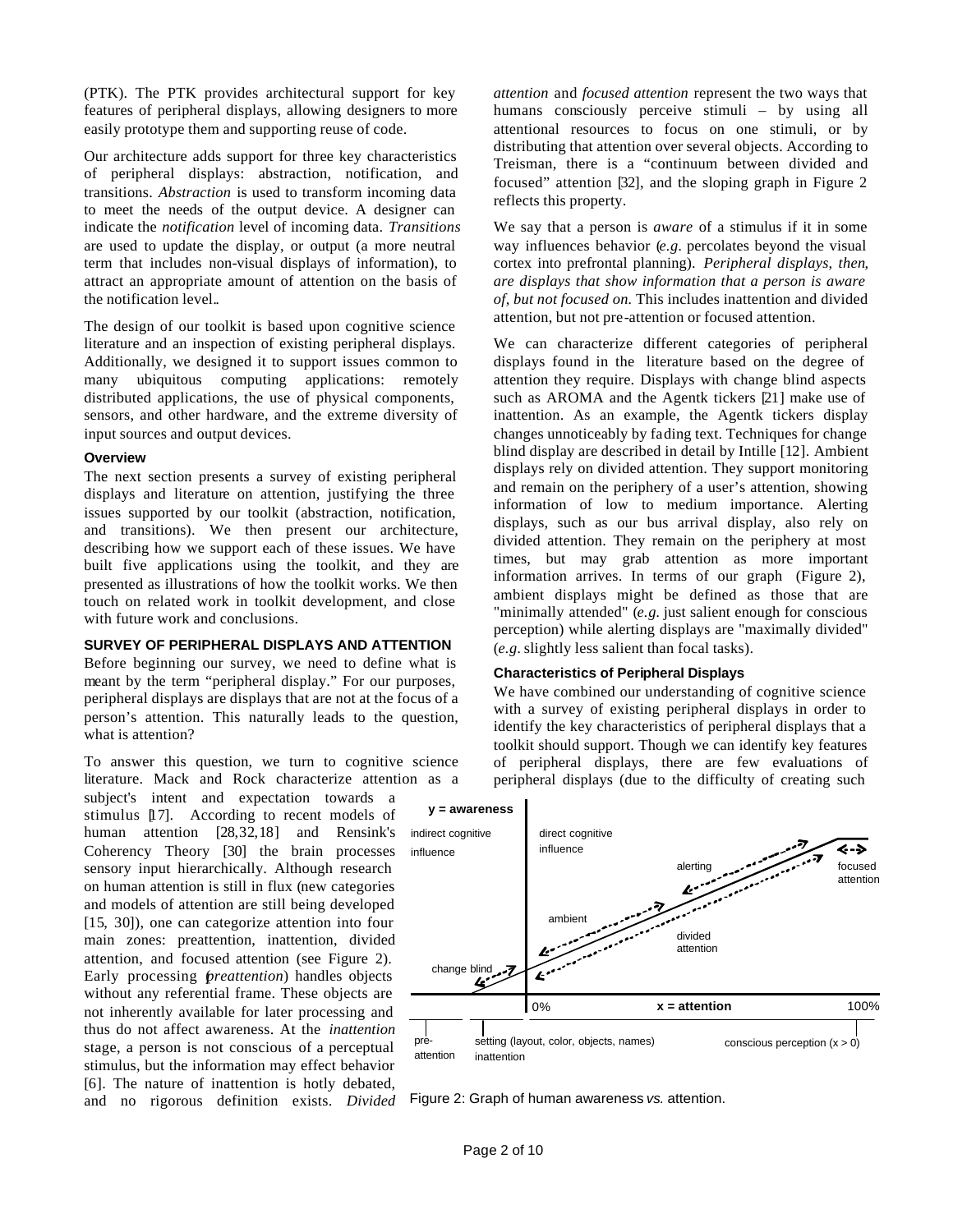(PTK). The PTK provides architectural support for key features of peripheral displays, allowing designers to more easily prototype them and supporting reuse of code.

Our architecture adds support for three key characteristics of peripheral displays: abstraction, notification, and transitions. *Abstraction* is used to transform incoming data to meet the needs of the output device. A designer can indicate the *notification* level of incoming data. *Transitions* are used to update the display, or output (a more neutral term that includes non-visual displays of information), to attract an appropriate amount of attention on the basis of the notification level..

The design of our toolkit is based upon cognitive science literature and an inspection of existing peripheral displays. Additionally, we designed it to support issues common to many ubiquitous computing applications: remotely distributed applications, the use of physical components, sensors, and other hardware, and the extreme diversity of input sources and output devices.

### Overview

The next section presents a survey of existing peripheral displays and literature on attention, justifying the three issues supported by our toolkit (abstraction, notification, and transitions). We then present our architecture, describing how we support each of these issues. We have built five applications using the toolkit, and they are presented as illustrations of how the toolkit works. We then touch on related work in toolkit development, and close with future work and conclusions.

## SURVEY OF PERIPHERAL DISPLAYS AND ATTENTION

Before beginning our survey, we need to define what is meant by the term "peripheral display." For our purposes, peripheral displays are displays that are not at the focus of a person's attention. This naturally leads to the question, what is attention?

To answer this question, we turn to cognitive science literature. Mack and Rock characterize attention as a subject's intent and expectation towards a stimulus [17]. According to recent models of human attention [28,32,18] and Rensink's Coherency Theory [30] the brain processes sensory input hierarchically. Although research on human attention is still in flux (new categories and models of attention are still being developed [15, 30]), one can categorize attention into four main zones: preattention, inattention, divided attention, and focused attention (see Figure 2). Early processing (*preattention*) handles objects without any referential frame. These objects are not inherently available for later processing and thus do not affect awareness. At the *inattention* stage, a person is not conscious of a perceptual stimulus, but the information may effect behavior [6]. The nature of inattention is hotly debated, and no rigorous definition exists. *Divided attention* and *focused attention* represent the two ways that humans consciously perceive stimuli – by using all attentional resources to focus on one stimuli, or by distributing that attention over several objects. According to Treisman, there is a "continuum between divided and focused" attention [32], and the sloping graph in Figure 2 reflects this property.

We say that a person is *aware* of a stimulus if it in some way influences behavior (*e.g.* percolates beyond the visual cortex into prefrontal planning). *Peripheral displays, then, are displays that show information that a person is aware of, but not focused on.* This includes inattention and divided attention, but not pre-attention or focused attention.

We can characterize different categories of peripheral displays found in the literature based on the degree of attention they require. Displays with change blind aspects such as AROMA and the Agentk tickers [21] make use of inattention. As an example, the Agentk tickers display changes unnoticeably by fading text. Techniques for change blind display are described in detail by Intille [12]. Ambient displays rely on divided attention. They support monitoring and remain on the periphery of a user's attention, showing information of low to medium importance. Alerting displays, such as our bus arrival display, also rely on divided attention. They remain on the periphery at most times, but may grab attention as more important information arrives. In terms of our graph (Figure 2), ambient displays might be defined as those that are "minimally attended" (*e.g.* just salient enough for conscious perception) while alerting displays are "maximally divided" (*e.g.* slightly less salient than focal tasks).

### Characteristics of Peripheral Displays

We have combined our understanding of cognitive science with a survey of existing peripheral displays in order to identify the key characteristics of peripheral displays that a toolkit should support. Though we can identify key features of peripheral displays, there are few evaluations of peripheral displays (due to the difficulty of creating such

Figure 2: Graph of human awareness *vs.* attention.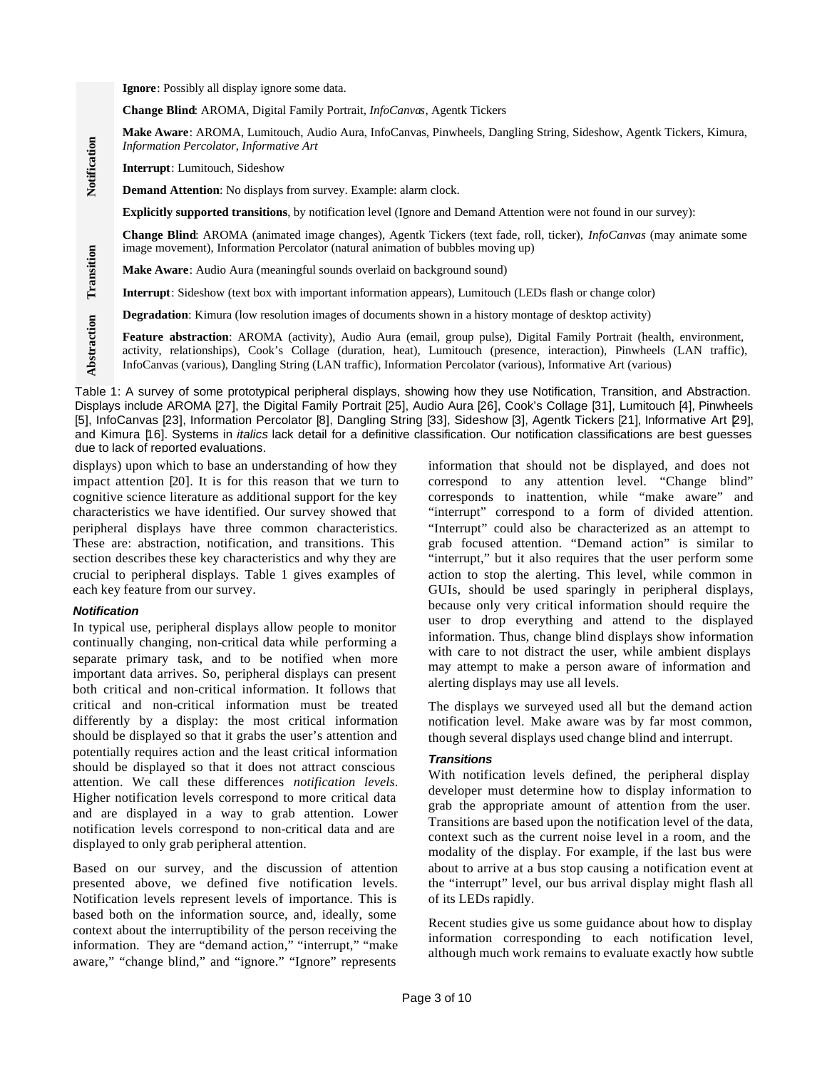| | |
|---|---|
| **Notification** | **Ignore**: Possibly all display ignore some data. |
| | **Change Blind**: AROMA, Digital Family Portrait, *InfoCanvas*, Agentk Tickers |
| | **Make Aware**: AROMA, Lumitouch, Audio Aura, InfoCanvas, Pinwheels, Dangling String, Sideshow, Agentk Tickers, Kimura, *Information Percolator*, *Informative Art* |
| | **Interrupt**: Lumitouch, Sideshow |
| | **Demand Attention**: No displays from survey. Example: alarm clock. |
| **Transition** | **Explicitly supported transitions**, by notification level (Ignore and Demand Attention were not found in our survey): |
| | **Change Blind**: AROMA (animated image changes), Agentk Tickers (text fade, roll, ticker), *InfoCanvas* (may animate some image movement), Information Percolator (natural animation of bubbles moving up) |
| | **Make Aware**: Audio Aura (meaningful sounds overlaid on background sound) |
| | **Interrupt**: Sideshow (text box with important information appears), Lumitouch (LEDs flash or change color) |
| **Abstraction** | **Degradation**: Kimura (low resolution images of documents shown in a history montage of desktop activity) |
| | **Feature abstraction**: AROMA (activity), Audio Aura (email, group pulse), Digital Family Portrait (health, environment, activity, relationships), Cook's Collage (duration, heat), Lumitouch (presence, interaction), Pinwheels (LAN traffic), InfoCanvas (various), Dangling String (LAN traffic), Information Percolator (various), Informative Art (various) |

Table 1: A survey of some prototypical peripheral displays, showing how they use Notification, Transition, and Abstraction. Displays include AROMA [27], the Digital Family Portrait [25], Audio Aura [26], Cook's Collage [31], Lumitouch [4], Pinwheels [5], InfoCanvas [23], Information Percolator [8], Dangling String [33], Sideshow [3], Agentk Tickers [21], Informative Art [29], and Kimura [16]. Systems in *italics* lack detail for a definitive classification. Our notification classifications are best guesses due to lack of reported evaluations.

displays) upon which to base an understanding of how they impact attention [20]. It is for this reason that we turn to cognitive science literature as additional support for the key characteristics we have identified. Our survey showed that peripheral displays have three common characteristics. These are: abstraction, notification, and transitions. This section describes these key characteristics and why they are crucial to peripheral displays. Table 1 gives examples of each key feature from our survey.

#### *Notification*

In typical use, peripheral displays allow people to monitor continually changing, non-critical data while performing a separate primary task, and to be notified when more important data arrives. So, peripheral displays can present both critical and non-critical information. It follows that critical and non-critical information must be treated differently by a display: the most critical information should be displayed so that it grabs the user's attention and potentially requires action and the least critical information should be displayed so that it does not attract conscious attention. We call these differences *notification levels*. Higher notification levels correspond to more critical data and are displayed in a way to grab attention. Lower notification levels correspond to non-critical data and are displayed to only grab peripheral attention.

Based on our survey, and the discussion of attention presented above, we defined five notification levels. Notification levels represent levels of importance. This is based both on the information source, and, ideally, some context about the interruptibility of the person receiving the information. They are "demand action," "interrupt," "make aware," "change blind," and "ignore." "Ignore" represents information that should not be displayed, and does not correspond to any attention level. "Change blind" corresponds to inattention, while "make aware" and "interrupt" correspond to a form of divided attention. "Interrupt" could also be characterized as an attempt to grab focused attention. "Demand action" is similar to "interrupt," but it also requires that the user perform some action to stop the alerting. This level, while common in GUIs, should be used sparingly in peripheral displays, because only very critical information should require the user to drop everything and attend to the displayed information. Thus, change blind displays show information with care to not distract the user, while ambient displays may attempt to make a person aware of information and alerting displays may use all levels.

The displays we surveyed used all but the demand action notification level. Make aware was by far most common, though several displays used change blind and interrupt.

#### *Transitions*

With notification levels defined, the peripheral display developer must determine how to display information to grab the appropriate amount of attention from the user. Transitions are based upon the notification level of the data, context such as the current noise level in a room, and the modality of the display. For example, if the last bus were about to arrive at a bus stop causing a notification event at the "interrupt" level, our bus arrival display might flash all of its LEDs rapidly.

Recent studies give us some guidance about how to display information corresponding to each notification level, although much work remains to evaluate exactly how subtle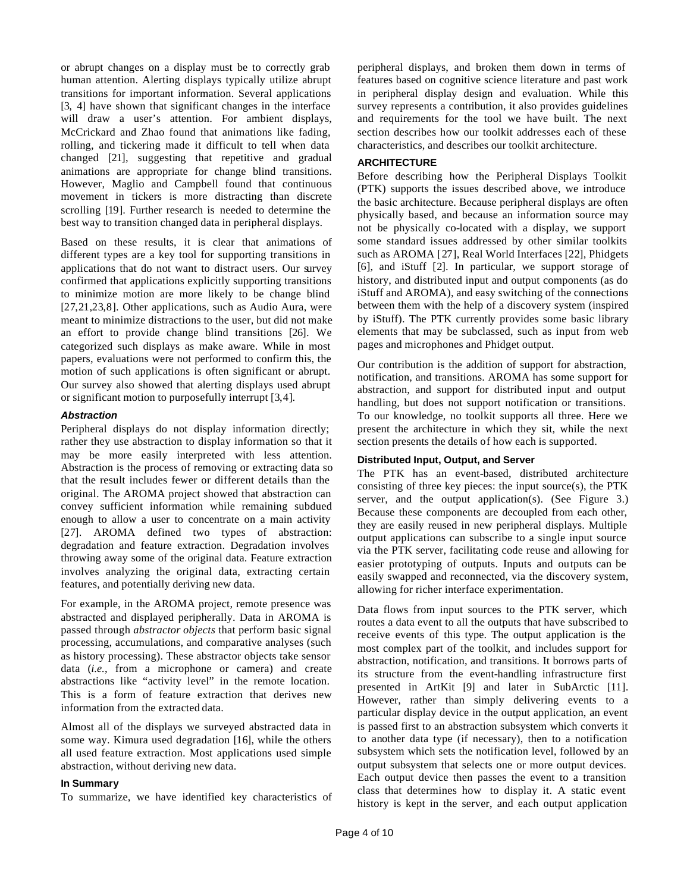or abrupt changes on a display must be to correctly grab human attention. Alerting displays typically utilize abrupt transitions for important information. Several applications [3, 4] have shown that significant changes in the interface will draw a user's attention. For ambient displays, McCrickard and Zhao found that animations like fading, rolling, and tickering made it difficult to tell when data changed [21], suggesting that repetitive and gradual animations are appropriate for change blind transitions. However, Maglio and Campbell found that continuous movement in tickers is more distracting than discrete scrolling [19]. Further research is needed to determine the best way to transition changed data in peripheral displays.

Based on these results, it is clear that animations of different types are a key tool for supporting transitions in applications that do not want to distract users. Our survey confirmed that applications explicitly supporting transitions to minimize motion are more likely to be change blind [27,21,23,8]. Other applications, such as Audio Aura, were meant to minimize distractions to the user, but did not make an effort to provide change blind transitions [26]. We categorized such displays as make aware. While in most papers, evaluations were not performed to confirm this, the motion of such applications is often significant or abrupt. Our survey also showed that alerting displays used abrupt or significant motion to purposefully interrupt [3,4].

### *Abstraction*

Peripheral displays do not display information directly; rather they use abstraction to display information so that it may be more easily interpreted with less attention. Abstraction is the process of removing or extracting data so that the result includes fewer or different details than the original. The AROMA project showed that abstraction can convey sufficient information while remaining subdued enough to allow a user to concentrate on a main activity [27]. AROMA defined two types of abstraction: degradation and feature extraction. Degradation involves throwing away some of the original data. Feature extraction involves analyzing the original data, extracting certain features, and potentially deriving new data.

For example, in the AROMA project, remote presence was abstracted and displayed peripherally. Data in AROMA is passed through *abstractor objects* that perform basic signal processing, accumulations, and comparative analyses (such as history processing). These abstractor objects take sensor data (*i.e.*, from a microphone or camera) and create abstractions like "activity level" in the remote location. This is a form of feature extraction that derives new information from the extracted data.

Almost all of the displays we surveyed abstracted data in some way. Kimura used degradation [16], while the others all used feature extraction. Most applications used simple abstraction, without deriving new data.

### In Summary

To summarize, we have identified key characteristics of peripheral displays, and broken them down in terms of features based on cognitive science literature and past work in peripheral display design and evaluation. While this survey represents a contribution, it also provides guidelines and requirements for the tool we have built. The next section describes how our toolkit addresses each of these characteristics, and describes our toolkit architecture.

## ARCHITECTURE

Before describing how the Peripheral Displays Toolkit (PTK) supports the issues described above, we introduce the basic architecture. Because peripheral displays are often physically based, and because an information source may not be physically co-located with a display, we support some standard issues addressed by other similar toolkits such as AROMA [27], Real World Interfaces [22], Phidgets [6], and iStuff [2]. In particular, we support storage of history, and distributed input and output components (as do iStuff and AROMA), and easy switching of the connections between them with the help of a discovery system (inspired by iStuff). The PTK currently provides some basic library elements that may be subclassed, such as input from web pages and microphones and Phidget output.

Our contribution is the addition of support for abstraction, notification, and transitions. AROMA has some support for abstraction, and support for distributed input and output handling, but does not support notification or transitions. To our knowledge, no toolkit supports all three. Here we present the architecture in which they sit, while the next section presents the details of how each is supported.

### Distributed Input, Output, and Server

The PTK has an event-based, distributed architecture consisting of three key pieces: the input source(s), the PTK server, and the output application(s). (See Figure 3.) Because these components are decoupled from each other, they are easily reused in new peripheral displays. Multiple output applications can subscribe to a single input source via the PTK server, facilitating code reuse and allowing for easier prototyping of outputs. Inputs and outputs can be easily swapped and reconnected, via the discovery system, allowing for richer interface experimentation.

Data flows from input sources to the PTK server, which routes a data event to all the outputs that have subscribed to receive events of this type. The output application is the most complex part of the toolkit, and includes support for abstraction, notification, and transitions. It borrows parts of its structure from the event-handling infrastructure first presented in ArtKit [9] and later in SubArctic [11]. However, rather than simply delivering events to a particular display device in the output application, an event is passed first to an abstraction subsystem which converts it to another data type (if necessary), then to a notification subsystem which sets the notification level, followed by an output subsystem that selects one or more output devices. Each output device then passes the event to a transition class that determines how to display it. A static event history is kept in the server, and each output application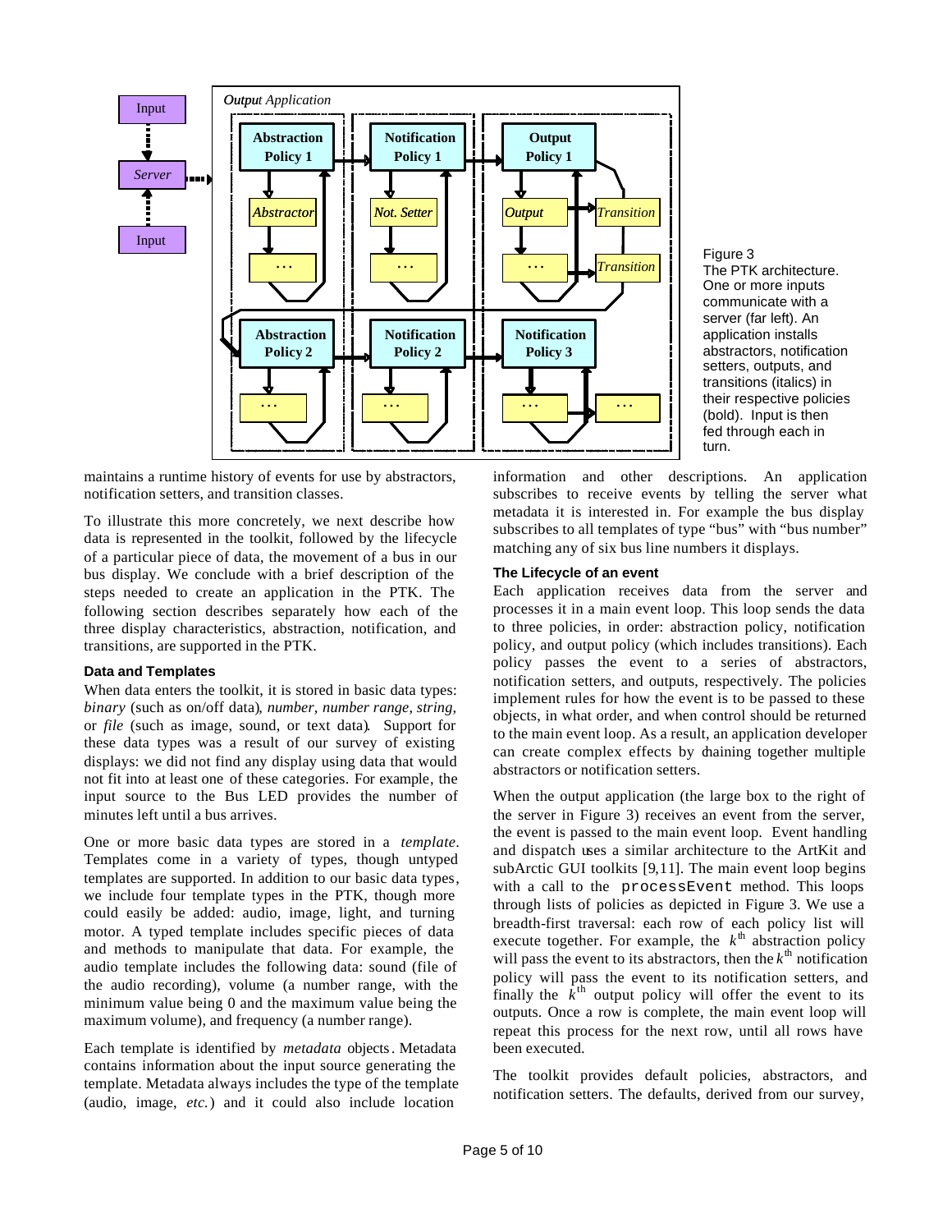Figure 3
The PTK architecture. One or more inputs communicate with a server (far left). An application installs abstractors, notification setters, outputs, and transitions (italics) in their respective policies (bold). Input is then fed through each in turn.

maintains a runtime history of events for use by abstractors, notification setters, and transition classes.

To illustrate this more concretely, we next describe how data is represented in the toolkit, followed by the lifecycle of a particular piece of data, the movement of a bus in our bus display. We conclude with a brief description of the steps needed to create an application in the PTK. The following section describes separately how each of the three display characteristics, abstraction, notification, and transitions, are supported in the PTK.

### Data and Templates

When data enters the toolkit, it is stored in basic data types: *binary* (such as on/off data), *number, number range, string,* or *file* (such as image, sound, or text data). Support for these data types was a result of our survey of existing displays: we did not find any display using data that would not fit into at least one of these categories. For example, the input source to the Bus LED provides the number of minutes left until a bus arrives.

One or more basic data types are stored in a *template*. Templates come in a variety of types, though untyped templates are supported. In addition to our basic data types, we include four template types in the PTK, though more could easily be added: audio, image, light, and turning motor. A typed template includes specific pieces of data and methods to manipulate that data. For example, the audio template includes the following data: sound (file of the audio recording), volume (a number range, with the minimum value being 0 and the maximum value being the maximum volume), and frequency (a number range).

Each template is identified by *metadata* objects. Metadata contains information about the input source generating the template. Metadata always includes the type of the template (audio, image, *etc.*) and it could also include location information and other descriptions. An application subscribes to receive events by telling the server what metadata it is interested in. For example the bus display subscribes to all templates of type "bus" with "bus number" matching any of six bus line numbers it displays.

### The Lifecycle of an event

Each application receives data from the server and processes it in a main event loop. This loop sends the data to three policies, in order: abstraction policy, notification policy, and output policy (which includes transitions). Each policy passes the event to a series of abstractors, notification setters, and outputs, respectively. The policies implement rules for how the event is to be passed to these objects, in what order, and when control should be returned to the main event loop. As a result, an application developer can create complex effects by chaining together multiple abstractors or notification setters.

When the output application (the large box to the right of the server in Figure 3) receives an event from the server, the event is passed to the main event loop. Event handling and dispatch uses a similar architecture to the ArtKit and subArctic GUI toolkits [9,11]. The main event loop begins with a call to the `processEvent` method. This loops through lists of policies as depicted in Figure 3. We use a breadth-first traversal: each row of each policy list will execute together. For example, the $k^{th}$ abstraction policy will pass the event to its abstractors, then the $k^{th}$ notification policy will pass the event to its notification setters, and finally the $k^{th}$ output policy will offer the event to its outputs. Once a row is complete, the main event loop will repeat this process for the next row, until all rows have been executed.

The toolkit provides default policies, abstractors, and notification setters. The defaults, derived from our survey,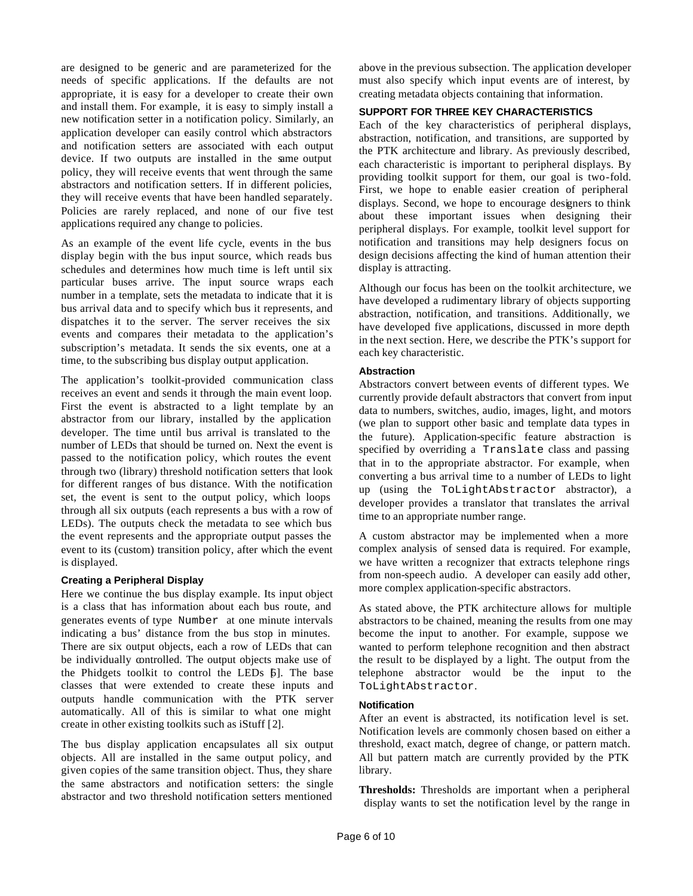are designed to be generic and are parameterized for the needs of specific applications. If the defaults are not appropriate, it is easy for a developer to create their own and install them. For example, it is easy to simply install a new notification setter in a notification policy. Similarly, an application developer can easily control which abstractors and notification setters are associated with each output device. If two outputs are installed in the same output policy, they will receive events that went through the same abstractors and notification setters. If in different policies, they will receive events that have been handled separately. Policies are rarely replaced, and none of our five test applications required any change to policies.

As an example of the event life cycle, events in the bus display begin with the bus input source, which reads bus schedules and determines how much time is left until six particular buses arrive. The input source wraps each number in a template, sets the metadata to indicate that it is bus arrival data and to specify which bus it represents, and dispatches it to the server. The server receives the six events and compares their metadata to the application's subscription's metadata. It sends the six events, one at a time, to the subscribing bus display output application.

The application's toolkit-provided communication class receives an event and sends it through the main event loop. First the event is abstracted to a light template by an abstractor from our library, installed by the application developer. The time until bus arrival is translated to the number of LEDs that should be turned on. Next the event is passed to the notification policy, which routes the event through two (library) threshold notification setters that look for different ranges of bus distance. With the notification set, the event is sent to the output policy, which loops through all six outputs (each represents a bus with a row of LEDs). The outputs check the metadata to see which bus the event represents and the appropriate output passes the event to its (custom) transition policy, after which the event is displayed.

#### Creating a Peripheral Display

Here we continue the bus display example. Its input object is a class that has information about each bus route, and generates events of type `Number` at one minute intervals indicating a bus' distance from the bus stop in minutes. There are six output objects, each a row of LEDs that can be individually controlled. The output objects make use of the Phidgets toolkit to control the LEDs [6]. The base classes that were extended to create these inputs and outputs handle communication with the PTK server automatically. All of this is similar to what one might create in other existing toolkits such as iStuff [2].

The bus display application encapsulates all six output objects. All are installed in the same output policy, and given copies of the same transition object. Thus, they share the same abstractors and notification setters: the single abstractor and two threshold notification setters mentioned above in the previous subsection. The application developer must also specify which input events are of interest, by creating metadata objects containing that information.

### SUPPORT FOR THREE KEY CHARACTERISTICS

Each of the key characteristics of peripheral displays, abstraction, notification, and transitions, are supported by the PTK architecture and library. As previously described, each characteristic is important to peripheral displays. By providing toolkit support for them, our goal is two-fold. First, we hope to enable easier creation of peripheral displays. Second, we hope to encourage designers to think about these important issues when designing their peripheral displays. For example, toolkit level support for notification and transitions may help designers focus on design decisions affecting the kind of human attention their display is attracting.

Although our focus has been on the toolkit architecture, we have developed a rudimentary library of objects supporting abstraction, notification, and transitions. Additionally, we have developed five applications, discussed in more depth in the next section. Here, we describe the PTK's support for each key characteristic.

#### Abstraction

Abstractors convert between events of different types. We currently provide default abstractors that convert from input data to numbers, switches, audio, images, light, and motors (we plan to support other basic and template data types in the future). Application-specific feature abstraction is specified by overriding a `Translate` class and passing that in to the appropriate abstractor. For example, when converting a bus arrival time to a number of LEDs to light up (using the `ToLightAbstractor` abstractor), a developer provides a translator that translates the arrival time to an appropriate number range.

A custom abstractor may be implemented when a more complex analysis of sensed data is required. For example, we have written a recognizer that extracts telephone rings from non-speech audio. A developer can easily add other, more complex application-specific abstractors.

As stated above, the PTK architecture allows for multiple abstractors to be chained, meaning the results from one may become the input to another. For example, suppose we wanted to perform telephone recognition and then abstract the result to be displayed by a light. The output from the telephone abstractor would be the input to the `ToLightAbstractor`.

#### Notification

After an event is abstracted, its notification level is set. Notification levels are commonly chosen based on either a threshold, exact match, degree of change, or pattern match. All but pattern match are currently provided by the PTK library.

**Thresholds:** Thresholds are important when a peripheral display wants to set the notification level by the range in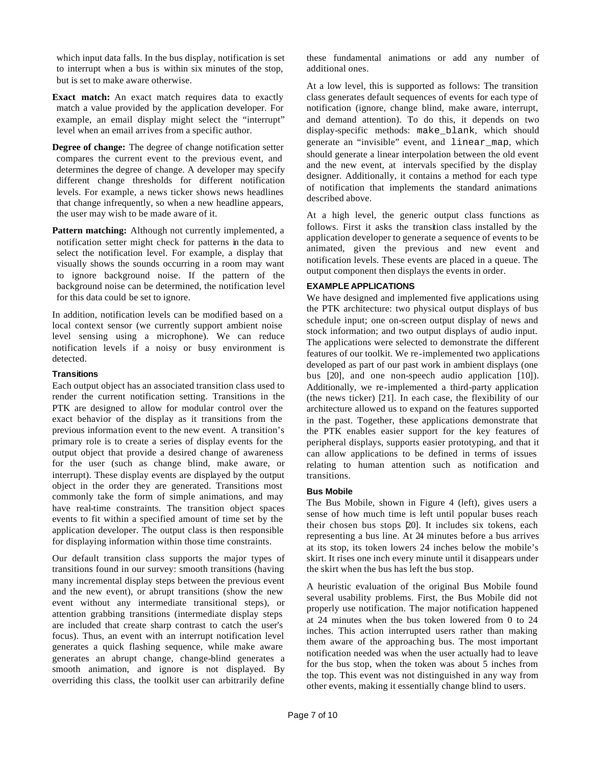which input data falls. In the bus display, notification is set to interrupt when a bus is within six minutes of the stop, but is set to make aware otherwise.

**Exact match:** An exact match requires data to exactly match a value provided by the application developer. For example, an email display might select the "interrupt" level when an email arrives from a specific author.

**Degree of change:** The degree of change notification setter compares the current event to the previous event, and determines the degree of change. A developer may specify different change thresholds for different notification levels. For example, a news ticker shows news headlines that change infrequently, so when a new headline appears, the user may wish to be made aware of it.

**Pattern matching:** Although not currently implemented, a notification setter might check for patterns in the data to select the notification level. For example, a display that visually shows the sounds occurring in a room may want to ignore background noise. If the pattern of the background noise can be determined, the notification level for this data could be set to ignore.

In addition, notification levels can be modified based on a local context sensor (we currently support ambient noise level sensing using a microphone). We can reduce notification levels if a noisy or busy environment is detected.

### Transitions

Each output object has an associated transition class used to render the current notification setting. Transitions in the PTK are designed to allow for modular control over the exact behavior of the display as it transitions from the previous information event to the new event. A transition's primary role is to create a series of display events for the output object that provide a desired change of awareness for the user (such as change blind, make aware, or interrupt). These display events are displayed by the output object in the order they are generated. Transitions most commonly take the form of simple animations, and may have real-time constraints. The transition object spaces events to fit within a specified amount of time set by the application developer. The output class is then responsible for displaying information within those time constraints.

Our default transition class supports the major types of transitions found in our survey: smooth transitions (having many incremental display steps between the previous event and the new event), or abrupt transitions (show the new event without any intermediate transitional steps), or attention grabbing transitions (intermediate display steps are included that create sharp contrast to catch the user's focus). Thus, an event with an interrupt notification level generates a quick flashing sequence, while make aware generates an abrupt change, change-blind generates a smooth animation, and ignore is not displayed. By overriding this class, the toolkit user can arbitrarily define these fundamental animations or add any number of additional ones.

At a low level, this is supported as follows: The transition class generates default sequences of events for each type of notification (ignore, change blind, make aware, interrupt, and demand attention). To do this, it depends on two display-specific methods: `make_blank`, which should generate an "invisible" event, and `linear_map`, which should generate a linear interpolation between the old event and the new event, at intervals specified by the display designer. Additionally, it contains a method for each type of notification that implements the standard animations described above.

At a high level, the generic output class functions as follows. First it asks the transition class installed by the application developer to generate a sequence of events to be animated, given the previous and new event and notification levels. These events are placed in a queue. The output component then displays the events in order.

## EXAMPLE APPLICATIONS

We have designed and implemented five applications using the PTK architecture: two physical output displays of bus schedule input; one on-screen output display of news and stock information; and two output displays of audio input. The applications were selected to demonstrate the different features of our toolkit. We re-implemented two applications developed as part of our past work in ambient displays (one bus [20], and one non-speech audio application [10]). Additionally, we re-implemented a third-party application (the news ticker) [21]. In each case, the flexibility of our architecture allowed us to expand on the features supported in the past. Together, these applications demonstrate that the PTK enables easier support for the key features of peripheral displays, supports easier prototyping, and that it can allow applications to be defined in terms of issues relating to human attention such as notification and transitions.

### Bus Mobile

The Bus Mobile, shown in Figure 4 (left), gives users a sense of how much time is left until popular buses reach their chosen bus stops [20]. It includes six tokens, each representing a bus line. At 24 minutes before a bus arrives at its stop, its token lowers 24 inches below the mobile's skirt. It rises one inch every minute until it disappears under the skirt when the bus has left the bus stop.

A heuristic evaluation of the original Bus Mobile found several usability problems. First, the Bus Mobile did not properly use notification. The major notification happened at 24 minutes when the bus token lowered from 0 to 24 inches. This action interrupted users rather than making them aware of the approaching bus. The most important notification needed was when the user actually had to leave for the bus stop, when the token was about 5 inches from the top. This event was not distinguished in any way from other events, making it essentially change blind to users.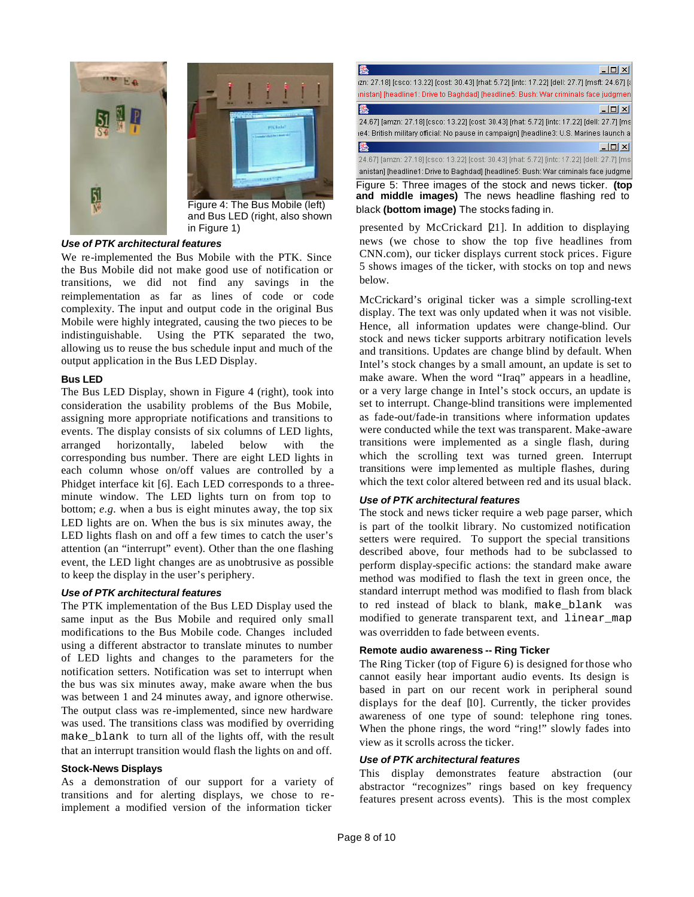Figure 4: The Bus Mobile (left) and Bus LED (right, also shown in Figure 1)

***Use of PTK architectural features***

We re-implemented the Bus Mobile with the PTK. Since the Bus Mobile did not make good use of notification or transitions, we did not find any savings in the reimplementation as far as lines of code or code complexity. The input and output code in the original Bus Mobile were highly integrated, causing the two pieces to be indistinguishable. Using the PTK separated the two, allowing us to reuse the bus schedule input and much of the output application in the Bus LED Display.

**Bus LED**

The Bus LED Display, shown in Figure 4 (right), took into consideration the usability problems of the Bus Mobile, assigning more appropriate notifications and transitions to events. The display consists of six columns of LED lights, arranged horizontally, labeled below with the corresponding bus number. There are eight LED lights in each column whose on/off values are controlled by a Phidget interface kit [6]. Each LED corresponds to a three-minute window. The LED lights turn on from top to bottom; *e.g.* when a bus is eight minutes away, the top six LED lights are on. When the bus is six minutes away, the LED lights flash on and off a few times to catch the user's attention (an "interrupt" event). Other than the one flashing event, the LED light changes are as unobtrusive as possible to keep the display in the user's periphery.

***Use of PTK architectural features***

The PTK implementation of the Bus LED Display used the same input as the Bus Mobile and required only small modifications to the Bus Mobile code. Changes included using a different abstractor to translate minutes to number of LED lights and changes to the parameters for the notification setters. Notification was set to interrupt when the bus was six minutes away, make aware when the bus was between 1 and 24 minutes away, and ignore otherwise. The output class was re-implemented, since new hardware was used. The transitions class was modified by overriding `make_blank` to turn all of the lights off, with the result that an interrupt transition would flash the lights on and off.

**Stock-News Displays**

As a demonstration of our support for a variety of transitions and for alerting displays, we chose to re-implement a modified version of the information ticker presented by McCrickard [21]. In addition to displaying news (we chose to show the top five headlines from CNN.com), our ticker displays current stock prices. Figure 5 shows images of the ticker, with stocks on top and news below.

Figure 5: Three images of the stock and news ticker. **(top and middle images)** The news headline flashing red to black **(bottom image)** The stocks fading in.

McCrickard's original ticker was a simple scrolling-text display. The text was only updated when it was not visible. Hence, all information updates were change-blind. Our stock and news ticker supports arbitrary notification levels and transitions. Updates are change blind by default. When Intel's stock changes by a small amount, an update is set to make aware. When the word "Iraq" appears in a headline, or a very large change in Intel's stock occurs, an update is set to interrupt. Change-blind transitions were implemented as fade-out/fade-in transitions where information updates were conducted while the text was transparent. Make-aware transitions were implemented as a single flash, during which the scrolling text was turned green. Interrupt transitions were implemented as multiple flashes, during which the text color altered between red and its usual black.

***Use of PTK architectural features***

The stock and news ticker require a web page parser, which is part of the toolkit library. No customized notification setters were required. To support the special transitions described above, four methods had to be subclassed to perform display-specific actions: the standard make aware method was modified to flash the text in green once, the standard interrupt method was modified to flash from black to red instead of black to blank, `make_blank` was modified to generate transparent text, and `linear_map` was overridden to fade between events.

**Remote audio awareness -- Ring Ticker**

The Ring Ticker (top of Figure 6) is designed for those who cannot easily hear important audio events. Its design is based in part on our recent work in peripheral sound displays for the deaf [10]. Currently, the ticker provides awareness of one type of sound: telephone ring tones. When the phone rings, the word "ring!" slowly fades into view as it scrolls across the ticker.

***Use of PTK architectural features***

This display demonstrates feature abstraction (our abstractor "recognizes" rings based on key frequency features present across events). This is the most complex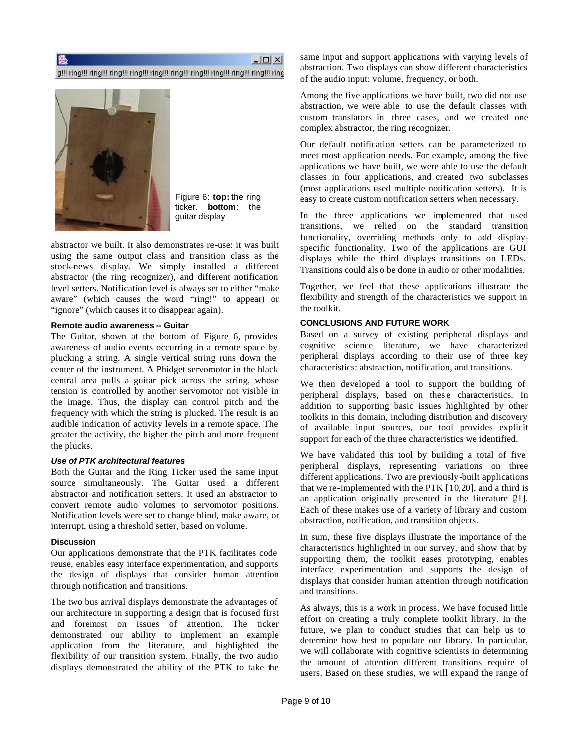Figure 6: **top:** the ring ticker. **bottom**: the guitar display

abstractor we built. It also demonstrates re-use: it was built using the same output class and transition class as the stock-news display. We simply installed a different abstractor (the ring recognizer), and different notification level setters. Notification level is always set to either "make aware" (which causes the word "ring!" to appear) or "ignore" (which causes it to disappear again).

#### Remote audio awareness -- Guitar

The Guitar, shown at the bottom of Figure 6, provides awareness of audio events occurring in a remote space by plucking a string. A single vertical string runs down the center of the instrument. A Phidget servomotor in the black central area pulls a guitar pick across the string, whose tension is controlled by another servomotor not visible in the image. Thus, the display can control pitch and the frequency with which the string is plucked. The result is an audible indication of activity levels in a remote space. The greater the activity, the higher the pitch and more frequent the plucks.

#### *Use of PTK architectural features*

Both the Guitar and the Ring Ticker used the same input source simultaneously. The Guitar used a different abstractor and notification setters. It used an abstractor to convert remote audio volumes to servomotor positions. Notification levels were set to change blind, make aware, or interrupt, using a threshold setter, based on volume.

#### Discussion

Our applications demonstrate that the PTK facilitates code reuse, enables easy interface experimentation, and supports the design of displays that consider human attention through notification and transitions.

The two bus arrival displays demonstrate the advantages of our architecture in supporting a design that is focused first and foremost on issues of attention. The ticker demonstrated our ability to implement an example application from the literature, and highlighted the flexibility of our transition system. Finally, the two audio displays demonstrated the ability of the PTK to take the same input and support applications with varying levels of abstraction. Two displays can show different characteristics of the audio input: volume, frequency, or both.

Among the five applications we have built, two did not use abstraction, we were able to use the default classes with custom translators in three cases, and we created one complex abstractor, the ring recognizer.

Our default notification setters can be parameterized to meet most application needs. For example, among the five applications we have built, we were able to use the default classes in four applications, and created two subclasses (most applications used multiple notification setters). It is easy to create custom notification setters when necessary.

In the three applications we implemented that used transitions, we relied on the standard transition functionality, overriding methods only to add display-specific functionality. Two of the applications are GUI displays while the third displays transitions on LEDs. Transitions could also be done in audio or other modalities.

Together, we feel that these applications illustrate the flexibility and strength of the characteristics we support in the toolkit.

## CONCLUSIONS AND FUTURE WORK

Based on a survey of existing peripheral displays and cognitive science literature, we have characterized peripheral displays according to their use of three key characteristics: abstraction, notification, and transitions.

We then developed a tool to support the building of peripheral displays, based on these characteristics. In addition to supporting basic issues highlighted by other toolkits in this domain, including distribution and discovery of available input sources, our tool provides explicit support for each of the three characteristics we identified.

We have validated this tool by building a total of five peripheral displays, representing variations on three different applications. Two are previously-built applications that we re-implemented with the PTK [10,20], and a third is an application originally presented in the literature [21]. Each of these makes use of a variety of library and custom abstraction, notification, and transition objects.

In sum, these five displays illustrate the importance of the characteristics highlighted in our survey, and show that by supporting them, the toolkit eases prototyping, enables interface experimentation and supports the design of displays that consider human attention through notification and transitions.

As always, this is a work in process. We have focused little effort on creating a truly complete toolkit library. In the future, we plan to conduct studies that can help us to determine how best to populate our library. In particular, we will collaborate with cognitive scientists in determining the amount of attention different transitions require of users. Based on these studies, we will expand the range of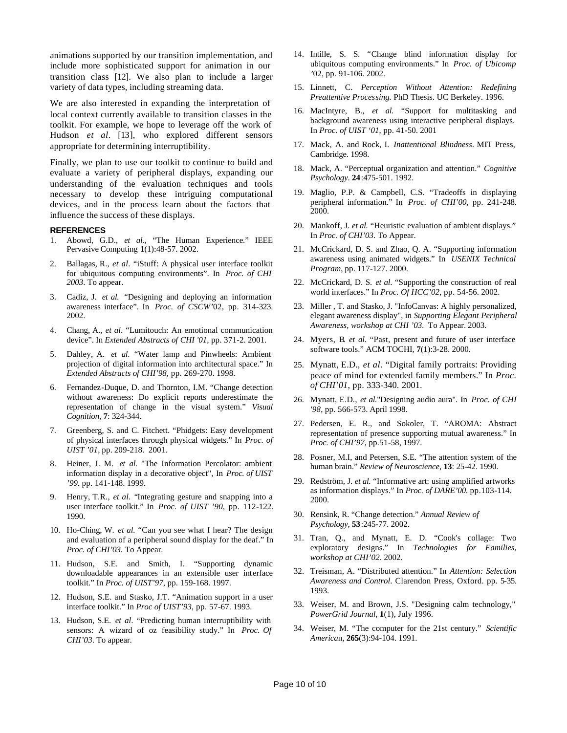animations supported by our transition implementation, and include more sophisticated support for animation in our transition class [12]. We also plan to include a larger variety of data types, including streaming data.

We are also interested in expanding the interpretation of local context currently available to transition classes in the toolkit. For example, we hope to leverage off the work of Hudson *et al*. [13], who explored different sensors appropriate for determining interruptibility.

Finally, we plan to use our toolkit to continue to build and evaluate a variety of peripheral displays, expanding our understanding of the evaluation techniques and tools necessary to develop these intriguing computational devices, and in the process learn about the factors that influence the success of these displays.

## REFERENCES

1. Abowd, G.D., *et al*., "The Human Experience." IEEE Pervasive Computing **1**(1):48-57. 2002.
2. Ballagas, R., *et al*. "iStuff: A physical user interface toolkit for ubiquitous computing environments". In *Proc. of CHI 2003*. To appear.
3. Cadiz, J. *et al.* "Designing and deploying an information awareness interface". In *Proc. of CSCW'02*, pp. 314-323. 2002.
4. Chang, A., *et al*. "Lumitouch: An emotional communication device". In *Extended Abstracts of CHI '01*, pp. 371-2. 2001.
5. Dahley, A. *et al.* "Water lamp and Pinwheels: Ambient projection of digital information into architectural space." In *Extended Abstracts of CHI'98*, pp. 269-270. 1998.
6. Fernandez-Duque, D. and Thornton, I.M. "Change detection without awareness: Do explicit reports underestimate the representation of change in the visual system." *Visual Cognition*, **7**: 324-344.
7. Greenberg, S. and C. Fitchett. "Phidgets: Easy development of physical interfaces through physical widgets." In *Proc. of UIST '01*, pp. 209-218. 2001.
8. Heiner, J. M. *et al.* "The Information Percolator: ambient information display in a decorative object", In *Proc. of UIST '99.* pp. 141-148. 1999.
9. Henry, T.R., *et al.* "Integrating gesture and snapping into a user interface toolkit." In *Proc. of UIST '90*, pp. 112-122. 1990.
10. Ho-Ching, W. *et al.* "Can you see what I hear? The design and evaluation of a peripheral sound display for the deaf." In *Proc. of CHI'03*. To Appear.
11. Hudson, S.E. and Smith, I. "Supporting dynamic downloadable appearances in an extensible user interface toolkit." In *Proc. of UIST'97*, pp. 159-168. 1997.
12. Hudson, S.E. and Stasko, J.T. "Animation support in a user interface toolkit." In *Proc of UIST'93*, pp. 57-67. 1993.
13. Hudson, S.E. *et al*. "Predicting human interruptibility with sensors: A wizard of oz feasibility study." In *Proc. Of CHI'03*. To appear.
14. Intille, S. S. "Change blind information display for ubiquitous computing environments." In *Proc. of Ubicomp '02*, pp. 91-106. 2002.
15. Linnett, C. *Perception Without Attention: Redefining Preattentive Processing.* PhD Thesis. UC Berkeley. 1996.
16. MacIntyre, B., *et al.* "Support for multitasking and background awareness using interactive peripheral displays. In *Proc. of UIST '01*, pp. 41-50. 2001
17. Mack, A. and Rock, I. *Inattentional Blindness*. MIT Press, Cambridge. 1998.
18. Mack, A. "Perceptual organization and attention." *Cognitive Psychology*. **24**:475-501. 1992.
19. Maglio, P.P. & Campbell, C.S. "Tradeoffs in displaying peripheral information." In *Proc. of CHI'00*, pp. 241-248. 2000.
20. Mankoff, J. *et al.* "Heuristic evaluation of ambient displays." In *Proc. of CHI'03*. To Appear.
21. McCrickard, D. S. and Zhao, Q. A. "Supporting information awareness using animated widgets." In *USENIX Technical Program*, pp. 117-127. 2000.
22. McCrickard, D. S. *et al.* "Supporting the construction of real world interfaces." In *Proc. Of HCC'02*, pp. 54-56. 2002.
23. Miller , T. and Stasko, J. "InfoCanvas: A highly personalized, elegant awareness display", in *Supporting Elegant Peripheral Awareness, workshop at CHI '03*. To Appear. 2003.
24. Myers, B. *et al.* "Past, present and future of user interface software tools." ACM TOCHI, **7**(1):3-28. 2000.
25. Mynatt, E.D., *et al*. "Digital family portraits: Providing peace of mind for extended family members." In *Proc. of CHI'01*, pp. 333-340. 2001.
26. Mynatt, E.D., *et al.*"Designing audio aura". In *Proc. of CHI '98*, pp. 566-573. April 1998.
27. Pedersen, E. R., and Sokoler, T. "AROMA: Abstract representation of presence supporting mutual awareness." In *Proc. of CHI'97*, pp.51-58, 1997.
28. Posner, M.I, and Petersen, S.E. "The attention system of the human brain." *Review of Neuroscience*, **13**: 25-42. 1990.
29. Redström, J. *et al.* "Informative art: using amplified artworks as information displays." In *Proc. of DARE'00.* pp.103-114. 2000.
30. Rensink, R. "Change detection." *Annual Review of Psychology*, **53**:245-77. 2002.
31. Tran, Q., and Mynatt, E. D. "Cook's collage: Two exploratory designs." In *Technologies for Families, workshop at CHI'02*. 2002.
32. Treisman, A. "Distributed attention." In *Attention: Selection Awareness and Control*. Clarendon Press, Oxford. pp. 5-35. 1993.
33. Weiser, M. and Brown, J.S. "Designing calm technology," *PowerGrid Journal*, **1**(1), July 1996.
34. Weiser, M. "The computer for the 21st century." *Scientific American*, **265**(3):94-104. 1991.